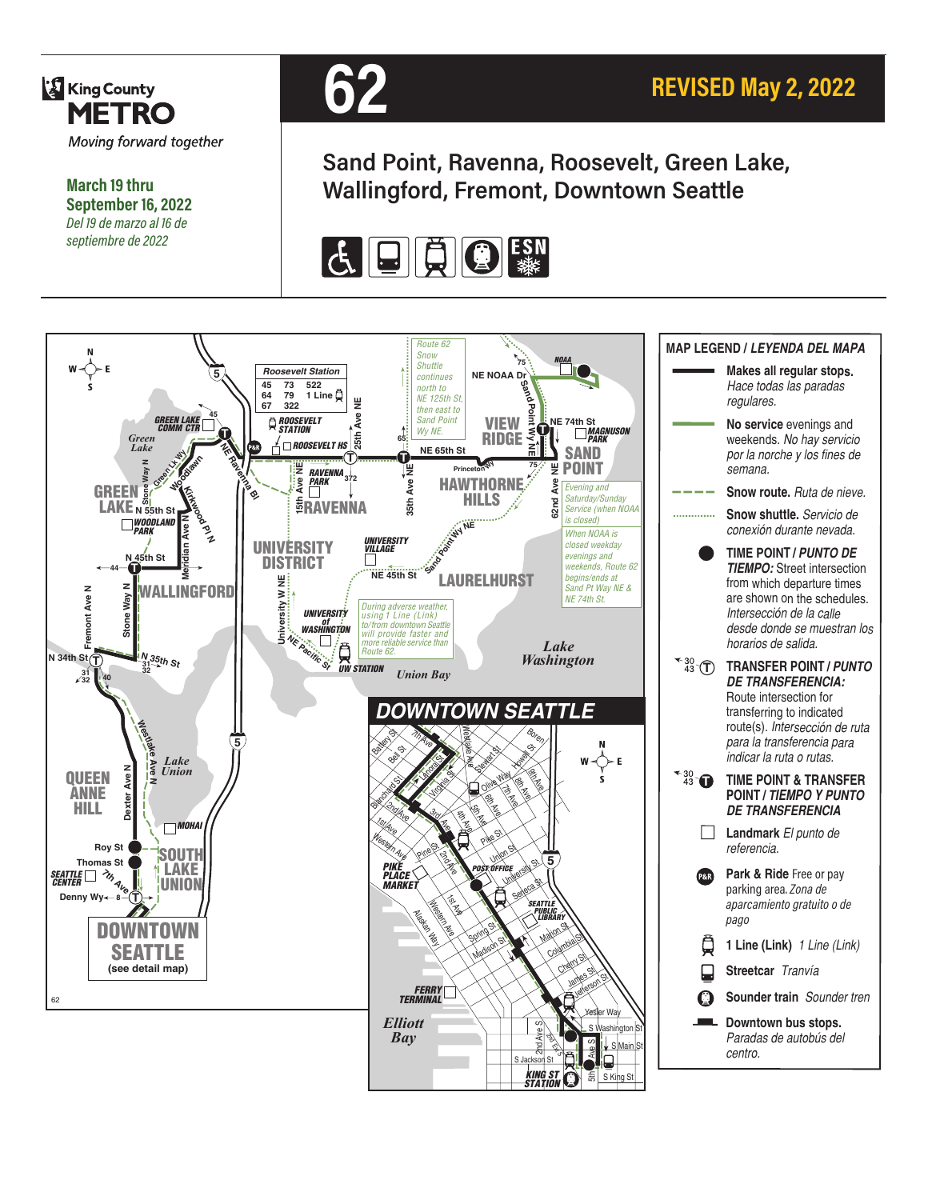King County METRO

*Moving forward together*

**March 19 thru September 16, 2022**

*Del 19 de marzo al 16 de septiembre de 2022*

# 62

**REVISED May 2, 2022**

## Sand Point, Ravenna, Roosevelt, Green Lake, Wallingford, Fremont, Downtown Seattle

ESN

Route 62 Snow Shuttle continues north to NE 125th St, then east to Sand Point Wy NE.

Evening and Saturday/Sunday Service (when NOAA is closed)

When NOAA is closed weekday evenings and weekends, Route 62 begins/ends at Sand Pt Way NE & NE 74th St.

During adverse weather, using 1 Line (Link) to/from downtown Seattle will provide faster and more reliable service than Route 62.

| Roosevelt Station | | |
|---|---|---|
| 45 | 73 | 522 |
| 64 | 79 | 1 Line |
| 67 | 322 | |

## DOWNTOWN SEATTLE

DOWNTOWN SEATTLE (see detail map)

## MAP LEGEND / LEYENDA DEL MAPA

- **Makes all regular stops.** *Hace todas las paradas regulares.*
- **No service** evenings and weekends. *No hay servicio por la norche y los fines de semana.*
- **Snow route.** *Ruta de nieve.*
- **Snow shuttle.** *Servicio de conexión durante nevada.*
- **TIME POINT / *PUNTO DE TIEMPO:*** Street intersection from which departure times are shown on the schedules. *Intersección de la calle desde donde se muestran los horarios de salida.*
- **TRANSFER POINT / *PUNTO DE TRANSFERENCIA:*** Route intersection for transferring to indicated route(s). *Intersección de ruta para la transferencia para indicar la ruta o rutas.*
- **TIME POINT & TRANSFER POINT / *TIEMPO Y PUNTO DE TRANSFERENCIA***
- **Landmark** *El punto de referencia.*
- **Park & Ride** Free or pay parking area. *Zona de aparcamiento gratuito o de pago*
- **1 Line (Link)** *1 Line (Link)*
- **Streetcar** *Tranvía*
- **Sounder train** *Sounder tren*
- **Downtown bus stops.** *Paradas de autobús del centro.*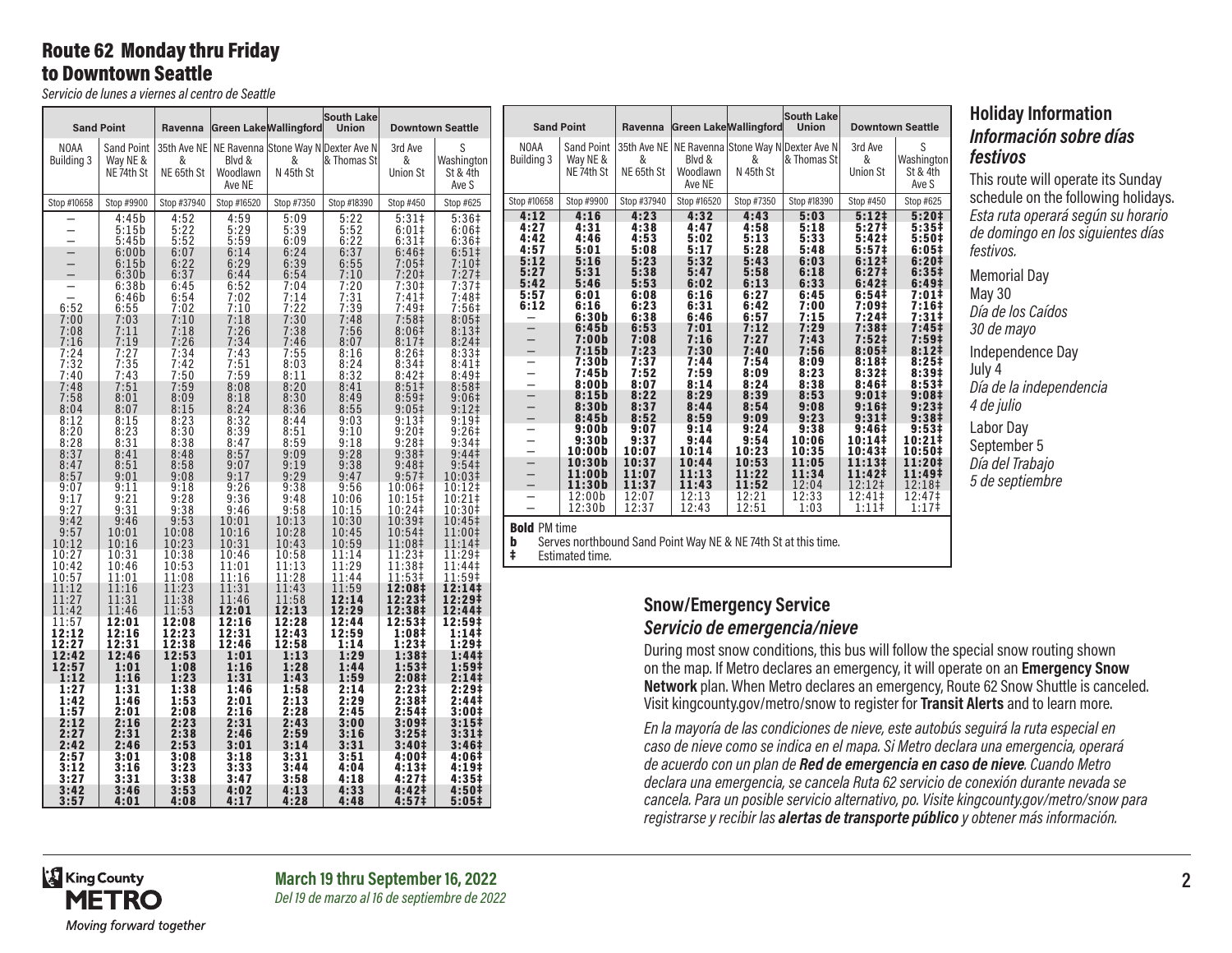# Route 62 Monday thru Friday to Downtown Seattle

*Servicio de lunes a viernes al centro de Seattle*

| Sand Point | | Ravenna | Green Lake | Wallingford | South Lake Union | Downtown Seattle | |
|---|---|---|---|---|---|---|---|
| NOAA Building 3 | Sand Point Way NE & NE 74th St | 35th Ave NE & NE 65th St | NE Ravenna Blvd & Woodlawn Ave NE | Stone Way N & N 45th St | Dexter Ave N & Thomas St | 3rd Ave & Union St | S Washington St & 4th Ave S |
| Stop #10658 | Stop #9900 | Stop #37940 | Stop #16520 | Stop #7350 | Stop #18390 | Stop #450 | Stop #625 |
| – | 4:45b | 4:52 | 4:59 | 5:09 | 5:22 | 5:31‡ | 5:36‡ |
| – | 5:15b | 5:22 | 5:29 | 5:39 | 5:52 | 6:01‡ | 6:06‡ |
| – | 5:45b | 5:52 | 5:59 | 6:09 | 6:22 | 6:31‡ | 6:36‡ |
| – | 6:00b | 6:07 | 6:14 | 6:24 | 6:37 | 6:46‡ | 6:51‡ |
| – | 6:15b | 6:22 | 6:29 | 6:39 | 6:55 | 7:05‡ | 7:10‡ |
| – | 6:30b | 6:37 | 6:44 | 6:54 | 7:10 | 7:20‡ | 7:27‡ |
| – | 6:38b | 6:45 | 6:52 | 7:04 | 7:20 | 7:30‡ | 7:37‡ |
| – | 6:46b | 6:54 | 7:02 | 7:14 | 7:31 | 7:41‡ | 7:48‡ |
| 6:52 | 6:55 | 7:02 | 7:10 | 7:22 | 7:39 | 7:49‡ | 7:56‡ |
| 7:00 | 7:03 | 7:10 | 7:18 | 7:30 | 7:48 | 7:58‡ | 8:05‡ |
| 7:08 | 7:11 | 7:18 | 7:26 | 7:38 | 7:56 | 8:06‡ | 8:13‡ |
| 7:16 | 7:19 | 7:26 | 7:34 | 7:46 | 8:07 | 8:17‡ | 8:24‡ |
| 7:24 | 7:27 | 7:34 | 7:43 | 7:55 | 8:16 | 8:26‡ | 8:33‡ |
| 7:32 | 7:35 | 7:42 | 7:51 | 8:03 | 8:24 | 8:34‡ | 8:41‡ |
| 7:40 | 7:43 | 7:50 | 7:59 | 8:11 | 8:32 | 8:42‡ | 8:49‡ |
| 7:48 | 7:51 | 7:59 | 8:08 | 8:20 | 8:41 | 8:51‡ | 8:58‡ |
| 7:58 | 8:01 | 8:09 | 8:18 | 8:30 | 8:49 | 8:59‡ | 9:06‡ |
| 8:04 | 8:07 | 8:15 | 8:24 | 8:36 | 8:55 | 9:05‡ | 9:12‡ |
| 8:12 | 8:15 | 8:23 | 8:32 | 8:44 | 9:03 | 9:13‡ | 9:19‡ |
| 8:20 | 8:23 | 8:30 | 8:39 | 8:51 | 9:10 | 9:20‡ | 9:26‡ |
| 8:28 | 8:31 | 8:38 | 8:47 | 8:59 | 9:18 | 9:28‡ | 9:34‡ |
| 8:37 | 8:41 | 8:48 | 8:57 | 9:09 | 9:28 | 9:38‡ | 9:44‡ |
| 8:47 | 8:51 | 8:58 | 9:07 | 9:19 | 9:38 | 9:48‡ | 9:54‡ |
| 8:57 | 9:01 | 9:08 | 9:17 | 9:29 | 9:47 | 9:57‡ | 10:03‡ |
| 9:07 | 9:11 | 9:18 | 9:26 | 9:38 | 9:56 | 10:06‡ | 10:12‡ |
| 9:17 | 9:21 | 9:28 | 9:36 | 9:48 | 10:06 | 10:15‡ | 10:21‡ |
| 9:27 | 9:31 | 9:38 | 9:46 | 9:58 | 10:15 | 10:24‡ | 10:30‡ |
| 9:42 | 9:46 | 9:53 | 10:01 | 10:13 | 10:30 | 10:39‡ | 10:45‡ |
| 9:57 | 10:01 | 10:08 | 10:16 | 10:28 | 10:45 | 10:54‡ | 11:00‡ |
| 10:12 | 10:16 | 10:23 | 10:31 | 10:43 | 10:59 | 11:08‡ | 11:14‡ |
| 10:27 | 10:31 | 10:38 | 10:46 | 10:58 | 11:14 | 11:23‡ | 11:29‡ |
| 10:42 | 10:46 | 10:53 | 11:01 | 11:13 | 11:29 | 11:38‡ | 11:44‡ |
| 10:57 | 11:01 | 11:08 | 11:16 | 11:28 | 11:44 | 11:53‡ | 11:59‡ |
| 11:12 | 11:16 | 11:23 | 11:31 | 11:43 | 11:59 | **12:08‡** | **12:14‡** |
| 11:27 | 11:31 | 11:38 | 11:46 | 11:58 | **12:14** | **12:23‡** | **12:29‡** |
| 11:42 | 11:46 | 11:53 | **12:01** | **12:13** | **12:29** | **12:38‡** | **12:44‡** |
| 11:57 | **12:01** | **12:08** | **12:16** | **12:28** | **12:44** | **12:53‡** | **12:59‡** |
| **12:12** | **12:16** | **12:23** | **12:31** | **12:43** | **12:59** | **1:08‡** | **1:14‡** |
| **12:27** | **12:31** | **12:38** | **12:46** | **12:58** | **1:14** | **1:23‡** | **1:29‡** |
| **12:42** | **12:46** | **12:53** | **1:01** | **1:13** | **1:29** | **1:38‡** | **1:44‡** |
| **12:57** | **1:01** | **1:08** | **1:16** | **1:28** | **1:44** | **1:53‡** | **1:59‡** |
| **1:12** | **1:16** | **1:23** | **1:31** | **1:43** | **1:59** | **2:08‡** | **2:14‡** |
| **1:27** | **1:31** | **1:38** | **1:46** | **1:58** | **2:14** | **2:23‡** | **2:29‡** |
| **1:42** | **1:46** | **1:53** | **2:01** | **2:13** | **2:29** | **2:38‡** | **2:44‡** |
| **1:57** | **2:01** | **2:08** | **2:16** | **2:28** | **2:45** | **2:54‡** | **3:00‡** |
| **2:12** | **2:16** | **2:23** | **2:31** | **2:43** | **3:00** | **3:09‡** | **3:15‡** |
| **2:27** | **2:31** | **2:38** | **2:46** | **2:59** | **3:16** | **3:25‡** | **3:31‡** |
| **2:42** | **2:46** | **2:53** | **3:01** | **3:14** | **3:31** | **3:40‡** | **3:46‡** |
| **2:57** | **3:01** | **3:08** | **3:18** | **3:31** | **3:51** | **4:00‡** | **4:06‡** |
| **3:12** | **3:16** | **3:23** | **3:33** | **3:44** | **4:04** | **4:13‡** | **4:19‡** |
| **3:27** | **3:31** | **3:38** | **3:47** | **3:58** | **4:18** | **4:27‡** | **4:35‡** |
| **3:42** | **3:46** | **3:53** | **4:02** | **4:13** | **4:33** | **4:42‡** | **4:50‡** |
| **3:57** | **4:01** | **4:08** | **4:17** | **4:28** | **4:48** | **4:57‡** | **5:05‡** |
| **4:12** | **4:16** | **4:23** | **4:32** | **4:43** | **5:03** | **5:12‡** | **5:20‡** |
| **4:27** | **4:31** | **4:38** | **4:47** | **4:58** | **5:18** | **5:27‡** | **5:35‡** |
| **4:42** | **4:46** | **4:53** | **5:02** | **5:13** | **5:33** | **5:42‡** | **5:50‡** |
| **4:57** | **5:01** | **5:08** | **5:17** | **5:28** | **5:48** | **5:57‡** | **6:05‡** |
| **5:12** | **5:16** | **5:23** | **5:32** | **5:43** | **6:03** | **6:12‡** | **6:20‡** |
| **5:27** | **5:31** | **5:38** | **5:47** | **5:58** | **6:18** | **6:27‡** | **6:35‡** |
| **5:42** | **5:46** | **5:53** | **6:02** | **6:13** | **6:33** | **6:42‡** | **6:49‡** |
| **5:57** | **6:01** | **6:08** | **6:16** | **6:27** | **6:45** | **6:54‡** | **7:01‡** |
| **6:12** | **6:16** | **6:23** | **6:31** | **6:42** | **7:00** | **7:09‡** | **7:16‡** |
| – | **6:30b** | **6:38** | **6:46** | **6:57** | **7:15** | **7:24‡** | **7:31‡** |
| – | **6:45b** | **6:53** | **7:01** | **7:12** | **7:29** | **7:38‡** | **7:45‡** |
| – | **7:00b** | **7:08** | **7:16** | **7:27** | **7:43** | **7:52‡** | **7:59‡** |
| – | **7:15b** | **7:23** | **7:30** | **7:40** | **7:56** | **8:05‡** | **8:12‡** |
| – | **7:30b** | **7:37** | **7:44** | **7:54** | **8:09** | **8:18‡** | **8:25‡** |
| – | **7:45b** | **7:52** | **7:59** | **8:09** | **8:23** | **8:32‡** | **8:39‡** |
| – | **8:00b** | **8:07** | **8:14** | **8:24** | **8:38** | **8:46‡** | **8:53‡** |
| – | **8:15b** | **8:22** | **8:29** | **8:39** | **8:53** | **9:01‡** | **9:08‡** |
| – | **8:30b** | **8:37** | **8:44** | **8:54** | **9:08** | **9:16‡** | **9:23‡** |
| – | **8:45b** | **8:52** | **8:59** | **9:09** | **9:23** | **9:31‡** | **9:38‡** |
| – | **9:00b** | **9:07** | **9:14** | **9:24** | **9:38** | **9:46‡** | **9:53‡** |
| – | **9:30b** | **9:37** | **9:44** | **9:54** | **10:06** | **10:14‡** | **10:21‡** |
| – | **10:00b** | **10:07** | **10:14** | **10:23** | **10:35** | **10:43‡** | **10:50‡** |
| – | **10:30b** | **10:37** | **10:44** | **10:53** | **11:05** | **11:13‡** | **11:20‡** |
| – | **11:00b** | **11:07** | **11:13** | **11:22** | **11:34** | **11:42‡** | **11:49‡** |
| – | **11:30b** | **11:37** | **11:43** | **11:52** | 12:04 | 12:12‡ | 12:18‡ |
| – | 12:00b | 12:07 | 12:13 | 12:21 | 12:33 | 12:41‡ | 12:47‡ |
| – | 12:30b | 12:37 | 12:43 | 12:51 | 1:03 | 1:11‡ | 1:17‡ |

**Bold** PM time

**b** Serves northbound Sand Point Way NE & NE 74th St at this time.

**‡** Estimated time.

## Holiday Information

## *Información sobre días festivos*

This route will operate its Sunday schedule on the following holidays.
*Esta ruta operará según su horario de domingo en los siguientes días festivos.*

Memorial Day
May 30
*Día de los Caídos*
*30 de mayo*

Independence Day
July 4
*Día de la independencia*
*4 de julio*

Labor Day
September 5
*Día del Trabajo*
*5 de septiembre*

## Snow/Emergency Service

## *Servicio de emergencia/nieve*

During most snow conditions, this bus will follow the special snow routing shown on the map. If Metro declares an emergency, it will operate on an **Emergency Snow Network** plan. When Metro declares an emergency, Route 62 Snow Shuttle is canceled. Visit kingcounty.gov/metro/snow to register for **Transit Alerts** and to learn more.

*En la mayoría de las condiciones de nieve, este autobús seguirá la ruta especial en caso de nieve como se indica en el mapa. Si Metro declara una emergencia, operará de acuerdo con un plan de* ***Red de emergencia en caso de nieve****. Cuando Metro declara una emergencia, se cancela Ruta 62 servicio de conexión durante nevada se cancela. Para un posible servicio alternativo, po. Visite kingcounty.gov/metro/snow para registrarse y recibir las* ***alertas de transporte público*** *y obtener más información.*

King County METRO
*Moving forward together*

**March 19 thru September 16, 2022**
*Del 19 de marzo al 16 de septiembre de 2022*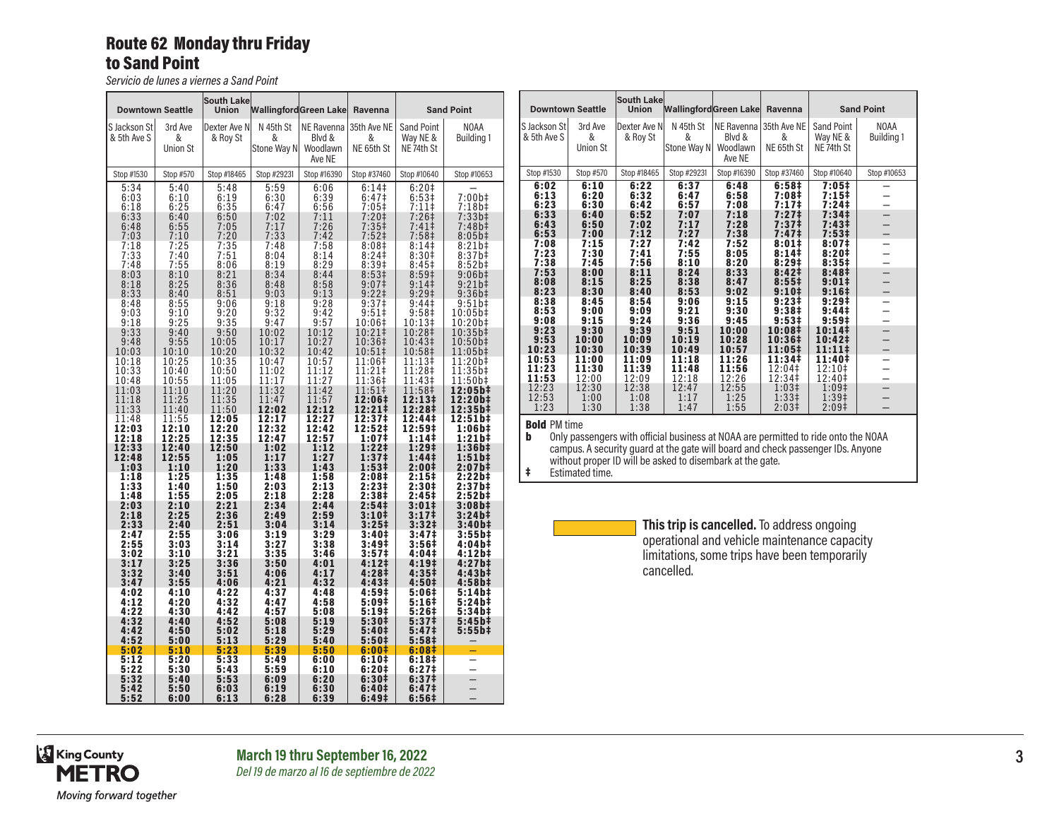# Route 62 Monday thru Friday to Sand Point

*Servicio de lunes a viernes a Sand Point*

| Downtown Seattle | | South Lake Union | Wallingford | Green Lake | Ravenna | Sand Point | |
|---|---|---|---|---|---|---|---|
| S Jackson St & 5th Ave S | 3rd Ave & Union St | Dexter Ave N & Roy St | N 45th St & Stone Way N | NE Ravenna Blvd & Woodlawn Ave NE | 35th Ave NE & NE 65th St | Sand Point Way NE & NE 74th St | NOAA Building 1 |
| Stop #1530 | Stop #570 | Stop #18465 | Stop #29231 | Stop #16390 | Stop #37460 | Stop #10640 | Stop #10653 |
| 5:34 | 5:40 | 5:48 | 5:59 | 6:06 | 6:14‡ | 6:20‡ | – |
| 6:03 | 6:10 | 6:19 | 6:30 | 6:39 | 6:47‡ | 6:53‡ | 7:00b‡ |
| 6:18 | 6:25 | 6:35 | 6:47 | 6:56 | 7:05‡ | 7:11‡ | 7:18b‡ |
| 6:33 | 6:40 | 6:50 | 7:02 | 7:11 | 7:20‡ | 7:26‡ | 7:33b‡ |
| 6:48 | 6:55 | 7:05 | 7:17 | 7:26 | 7:35‡ | 7:41‡ | 7:48b‡ |
| 7:03 | 7:10 | 7:20 | 7:33 | 7:42 | 7:52‡ | 7:58‡ | 8:05b‡ |
| 7:18 | 7:25 | 7:35 | 7:48 | 7:58 | 8:08‡ | 8:14‡ | 8:21b‡ |
| 7:33 | 7:40 | 7:51 | 8:04 | 8:14 | 8:24‡ | 8:30‡ | 8:37b‡ |
| 7:48 | 7:55 | 8:06 | 8:19 | 8:29 | 8:39‡ | 8:45‡ | 8:52b‡ |
| 8:03 | 8:10 | 8:21 | 8:34 | 8:44 | 8:53‡ | 8:59‡ | 9:06b‡ |
| 8:18 | 8:25 | 8:36 | 8:48 | 8:58 | 9:07‡ | 9:14‡ | 9:21b‡ |
| 8:33 | 8:40 | 8:51 | 9:03 | 9:13 | 9:22‡ | 9:29‡ | 9:36b‡ |
| 8:48 | 8:55 | 9:06 | 9:18 | 9:28 | 9:37‡ | 9:44‡ | 9:51b‡ |
| 9:03 | 9:10 | 9:20 | 9:32 | 9:42 | 9:51‡ | 9:58‡ | 10:05b‡ |
| 9:18 | 9:25 | 9:35 | 9:47 | 9:57 | 10:06‡ | 10:13‡ | 10:20b‡ |
| 9:33 | 9:40 | 9:50 | 10:02 | 10:12 | 10:21‡ | 10:28‡ | 10:35b‡ |
| 9:48 | 9:55 | 10:05 | 10:17 | 10:27 | 10:36‡ | 10:43‡ | 10:50b‡ |
| 10:03 | 10:10 | 10:20 | 10:32 | 10:42 | 10:51‡ | 10:58‡ | 11:05b‡ |
| 10:18 | 10:25 | 10:35 | 10:47 | 10:57 | 11:06‡ | 11:13‡ | 11:20b‡ |
| 10:33 | 10:40 | 10:50 | 11:02 | 11:12 | 11:21‡ | 11:28‡ | 11:35b‡ |
| 10:48 | 10:55 | 11:05 | 11:17 | 11:27 | 11:36‡ | 11:43‡ | 11:50b‡ |
| 11:03 | 11:10 | 11:20 | 11:32 | 11:42 | 11:51‡ | 11:58‡ | **12:05b‡** |
| 11:18 | 11:25 | 11:35 | 11:47 | 11:57 | **12:06‡** | **12:13‡** | **12:20b‡** |
| 11:33 | 11:40 | 11:50 | **12:02** | **12:12** | **12:21‡** | **12:28‡** | **12:35b‡** |
| 11:48 | 11:55 | **12:05** | **12:17** | **12:27** | **12:37‡** | **12:44‡** | **12:51b‡** |
| **12:03** | **12:10** | **12:20** | **12:32** | **12:42** | **12:52‡** | **12:59‡** | **1:06b‡** |
| **12:18** | **12:25** | **12:35** | **12:47** | **12:57** | **1:07‡** | **1:14‡** | **1:21b‡** |
| **12:33** | **12:40** | **12:50** | **1:02** | **1:12** | **1:22‡** | **1:29‡** | **1:36b‡** |
| **12:48** | **12:55** | **1:05** | **1:17** | **1:27** | **1:37‡** | **1:44‡** | **1:51b‡** |
| **1:03** | **1:10** | **1:20** | **1:33** | **1:43** | **1:53‡** | **2:00‡** | **2:07b‡** |
| **1:18** | **1:25** | **1:35** | **1:48** | **1:58** | **2:08‡** | **2:15‡** | **2:22b‡** |
| **1:33** | **1:40** | **1:50** | **2:03** | **2:13** | **2:23‡** | **2:30‡** | **2:37b‡** |
| **1:48** | **1:55** | **2:05** | **2:18** | **2:28** | **2:38‡** | **2:45‡** | **2:52b‡** |
| **2:03** | **2:10** | **2:21** | **2:34** | **2:44** | **2:54‡** | **3:01‡** | **3:08b‡** |
| **2:18** | **2:25** | **2:36** | **2:49** | **2:59** | **3:10‡** | **3:17‡** | **3:24b‡** |
| **2:33** | **2:40** | **2:51** | **3:04** | **3:14** | **3:25‡** | **3:32‡** | **3:40b‡** |
| **2:47** | **2:55** | **3:06** | **3:19** | **3:29** | **3:40‡** | **3:47‡** | **3:55b‡** |
| **2:55** | **3:03** | **3:14** | **3:27** | **3:38** | **3:49‡** | **3:56‡** | **4:04b‡** |
| **3:02** | **3:10** | **3:21** | **3:35** | **3:46** | **3:57‡** | **4:04‡** | **4:12b‡** |
| **3:17** | **3:25** | **3:36** | **3:50** | **4:01** | **4:12‡** | **4:19‡** | **4:27b‡** |
| **3:32** | **3:40** | **3:51** | **4:06** | **4:17** | **4:28‡** | **4:35‡** | **4:43b‡** |
| **3:47** | **3:55** | **4:06** | **4:21** | **4:32** | **4:43‡** | **4:50‡** | **4:58b‡** |
| **4:02** | **4:10** | **4:22** | **4:37** | **4:48** | **4:59‡** | **5:06‡** | **5:14b‡** |
| **4:12** | **4:20** | **4:32** | **4:47** | **4:58** | **5:09‡** | **5:16‡** | **5:24b‡** |
| **4:22** | **4:30** | **4:42** | **4:57** | **5:08** | **5:19‡** | **5:26‡** | **5:34b‡** |
| **4:32** | **4:40** | **4:52** | **5:08** | **5:19** | **5:30‡** | **5:37‡** | **5:45b‡** |
| **4:42** | **4:50** | **5:02** | **5:18** | **5:29** | **5:40‡** | **5:47‡** | **5:55b‡** |
| **4:52** | **5:00** | **5:13** | **5:29** | **5:40** | **5:50‡** | **5:58‡** | – |
| **5:02** | **5:10** | **5:23** | **5:39** | **5:50** | **6:00‡** | **6:08‡** | – |
| **5:12** | **5:20** | **5:33** | **5:49** | **6:00** | **6:10‡** | **6:18‡** | – |
| **5:22** | **5:30** | **5:43** | **5:59** | **6:10** | **6:20‡** | **6:27‡** | – |
| **5:32** | **5:40** | **5:53** | **6:09** | **6:20** | **6:30‡** | **6:37‡** | – |
| **5:42** | **5:50** | **6:03** | **6:19** | **6:30** | **6:40‡** | **6:47‡** | – |
| **5:52** | **6:00** | **6:13** | **6:28** | **6:39** | **6:49‡** | **6:56‡** | – |
| **6:02** | **6:10** | **6:22** | **6:37** | **6:48** | **6:58‡** | **7:05‡** | – |
| **6:13** | **6:20** | **6:32** | **6:47** | **6:58** | **7:08‡** | **7:15‡** | – |
| **6:23** | **6:30** | **6:42** | **6:57** | **7:08** | **7:17‡** | **7:24‡** | – |
| **6:33** | **6:40** | **6:52** | **7:07** | **7:18** | **7:27‡** | **7:34‡** | – |
| **6:43** | **6:50** | **7:02** | **7:17** | **7:28** | **7:37‡** | **7:43‡** | – |
| **6:53** | **7:00** | **7:12** | **7:27** | **7:38** | **7:47‡** | **7:53‡** | – |
| **7:08** | **7:15** | **7:27** | **7:42** | **7:52** | **8:01‡** | **8:07‡** | – |
| **7:23** | **7:30** | **7:41** | **7:55** | **8:05** | **8:14‡** | **8:20‡** | – |
| **7:38** | **7:45** | **7:56** | **8:10** | **8:20** | **8:29‡** | **8:35‡** | – |
| **7:53** | **8:00** | **8:11** | **8:24** | **8:33** | **8:42‡** | **8:48‡** | – |
| **8:08** | **8:15** | **8:25** | **8:38** | **8:47** | **8:55‡** | **9:01‡** | – |
| **8:23** | **8:30** | **8:40** | **8:53** | **9:02** | **9:10‡** | **9:16‡** | – |
| **8:38** | **8:45** | **8:54** | **9:06** | **9:15** | **9:23‡** | **9:29‡** | – |
| **8:53** | **9:00** | **9:09** | **9:21** | **9:30** | **9:38‡** | **9:44‡** | – |
| **9:08** | **9:15** | **9:24** | **9:36** | **9:45** | **9:53‡** | **9:59‡** | – |
| **9:23** | **9:30** | **9:39** | **9:51** | **10:00** | **10:08‡** | **10:14‡** | – |
| **9:53** | **10:00** | **10:09** | **10:19** | **10:28** | **10:36‡** | **10:42‡** | – |
| **10:23** | **10:30** | **10:39** | **10:49** | **10:57** | **11:05‡** | **11:11‡** | – |
| **10:53** | **11:00** | **11:09** | **11:18** | **11:26** | **11:34‡** | **11:40‡** | – |
| **11:23** | **11:30** | **11:39** | **11:48** | **11:56** | 12:04‡ | 12:10‡ | – |
| **11:53** | 12:00 | 12:09 | 12:18 | 12:26 | 12:34‡ | 12:40‡ | – |
| 12:23 | 12:30 | 12:38 | 12:47 | 12:55 | 1:03‡ | 1:09‡ | – |
| 12:53 | 1:00 | 1:08 | 1:17 | 1:25 | 1:33‡ | 1:39‡ | – |
| 1:23 | 1:30 | 1:38 | 1:47 | 1:55 | 2:03‡ | 2:09‡ | – |

**Bold** PM time

**b** Only passengers with official business at NOAA are permitted to ride onto the NOAA campus. A security guard at the gate will board and check passenger IDs. Anyone without proper ID will be asked to disembark at the gate.

**‡** Estimated time.

**This trip is cancelled.** To address ongoing operational and vehicle maintenance capacity limitations, some trips have been temporarily cancelled. (Cancelled trip: 5:02 PM departure from S Jackson St & 5th Ave S.)

**March 19 thru September 16, 2022**

*Del 19 de marzo al 16 de septiembre de 2022*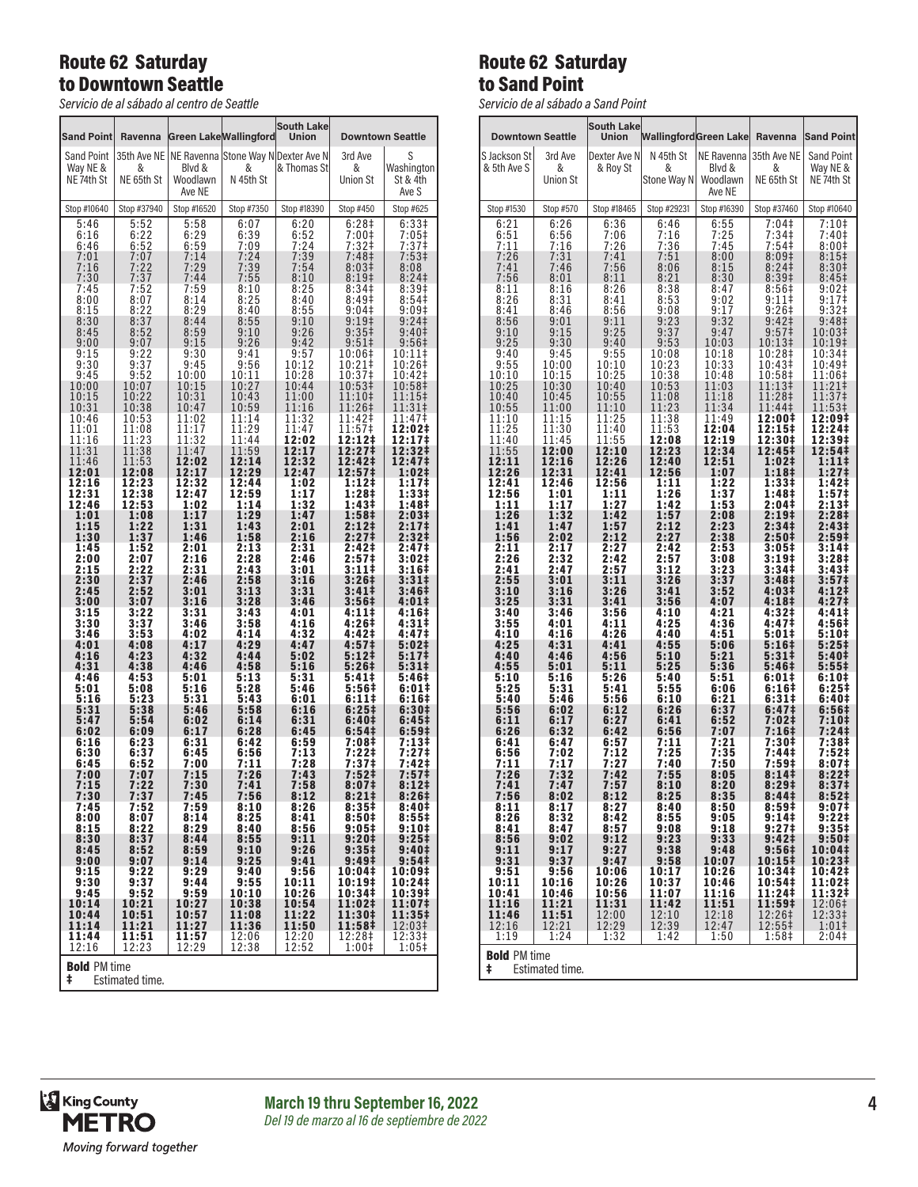## Route 62 Saturday to Downtown Seattle

*Servicio de al sábado al centro de Seattle*

| Sand Point | Ravenna | Green Lake | Wallingford | South Lake Union | Downtown Seattle | |
|---|---|---|---|---|---|---|
| Sand Point Way NE & NE 74th St | 35th Ave NE & NE 65th St | NE Ravenna Blvd & Woodlawn Ave NE | Stone Way N & N 45th St | Dexter Ave N & Thomas St | 3rd Ave & Union St | S Washington St & 4th Ave S |
| Stop #10640 | Stop #37940 | Stop #16520 | Stop #7350 | Stop #18390 | Stop #450 | Stop #625 |
| 5:46 | 5:52 | 5:58 | 6:07 | 6:20 | 6:28‡ | 6:33‡ |
| 6:16 | 6:22 | 6:29 | 6:39 | 6:52 | 7:00‡ | 7:05‡ |
| 6:46 | 6:52 | 6:59 | 7:09 | 7:24 | 7:32‡ | 7:37‡ |
| 7:01 | 7:07 | 7:14 | 7:24 | 7:39 | 7:48‡ | 7:53‡ |
| 7:16 | 7:22 | 7:29 | 7:39 | 7:54 | 8:03‡ | 8:08 |
| 7:30 | 7:37 | 7:44 | 7:55 | 8:10 | 8:19‡ | 8:24‡ |
| 7:45 | 7:52 | 7:59 | 8:10 | 8:25 | 8:34‡ | 8:39‡ |
| 8:00 | 8:07 | 8:14 | 8:25 | 8:40 | 8:49‡ | 8:54‡ |
| 8:15 | 8:22 | 8:29 | 8:40 | 8:55 | 9:04‡ | 9:09‡ |
| 8:30 | 8:37 | 8:44 | 8:55 | 9:10 | 9:19‡ | 9:24‡ |
| 8:45 | 8:52 | 8:59 | 9:10 | 9:26 | 9:35‡ | 9:40‡ |
| 9:00 | 9:07 | 9:15 | 9:26 | 9:42 | 9:51‡ | 9:56‡ |
| 9:15 | 9:22 | 9:30 | 9:41 | 9:57 | 10:06‡ | 10:11‡ |
| 9:30 | 9:37 | 9:45 | 9:56 | 10:12 | 10:21‡ | 10:26‡ |
| 9:45 | 9:52 | 10:00 | 10:11 | 10:28 | 10:37‡ | 10:42‡ |
| 10:00 | 10:07 | 10:15 | 10:27 | 10:44 | 10:53‡ | 10:58‡ |
| 10:15 | 10:22 | 10:31 | 10:43 | 11:00 | 11:10‡ | 11:15‡ |
| 10:31 | 10:38 | 10:47 | 10:59 | 11:16 | 11:26‡ | 11:31‡ |
| 10:46 | 10:53 | 11:02 | 11:14 | 11:32 | 11:42‡ | 11:47‡ |
| 11:01 | 11:08 | 11:17 | 11:29 | 11:47 | 11:57‡ | **12:02‡** |
| 11:16 | 11:23 | 11:32 | 11:44 | **12:02** | **12:12‡** | **12:17‡** |
| 11:31 | 11:38 | 11:47 | 11:59 | **12:17** | **12:27‡** | **12:32‡** |
| 11:46 | 11:53 | **12:02** | **12:14** | **12:32** | **12:42‡** | **12:47‡** |
| **12:01** | **12:08** | **12:17** | **12:29** | **12:47** | **12:57‡** | **1:02‡** |
| **12:16** | **12:23** | **12:32** | **12:44** | **1:02** | **1:12‡** | **1:17‡** |
| **12:31** | **12:38** | **12:47** | **12:59** | **1:17** | **1:28‡** | **1:33‡** |
| **12:46** | **12:53** | **1:02** | **1:14** | **1:32** | **1:43‡** | **1:48‡** |
| **1:01** | **1:08** | **1:17** | **1:29** | **1:47** | **1:58‡** | **2:03‡** |
| **1:15** | **1:22** | **1:31** | **1:43** | **2:01** | **2:12‡** | **2:17‡** |
| **1:30** | **1:37** | **1:46** | **1:58** | **2:16** | **2:27‡** | **2:32‡** |
| **1:45** | **1:52** | **2:01** | **2:13** | **2:31** | **2:42‡** | **2:47‡** |
| **2:00** | **2:07** | **2:16** | **2:28** | **2:46** | **2:57‡** | **3:02‡** |
| **2:15** | **2:22** | **2:31** | **2:43** | **3:01** | **3:11‡** | **3:16‡** |
| **2:30** | **2:37** | **2:46** | **2:58** | **3:16** | **3:26‡** | **3:31‡** |
| **2:45** | **2:52** | **3:01** | **3:13** | **3:31** | **3:41‡** | **3:46‡** |
| **3:00** | **3:07** | **3:16** | **3:28** | **3:46** | **3:56‡** | **4:01‡** |
| **3:15** | **3:22** | **3:31** | **3:43** | **4:01** | **4:11‡** | **4:16‡** |
| **3:30** | **3:37** | **3:46** | **3:58** | **4:16** | **4:26‡** | **4:31‡** |
| **3:46** | **3:53** | **4:02** | **4:14** | **4:32** | **4:42‡** | **4:47‡** |
| **4:01** | **4:08** | **4:17** | **4:29** | **4:47** | **4:57‡** | **5:02‡** |
| **4:16** | **4:23** | **4:32** | **4:44** | **5:02** | **5:12‡** | **5:17‡** |
| **4:31** | **4:38** | **4:46** | **4:58** | **5:16** | **5:26‡** | **5:31‡** |
| **4:46** | **4:53** | **5:01** | **5:13** | **5:31** | **5:41‡** | **5:46‡** |
| **5:01** | **5:08** | **5:16** | **5:28** | **5:46** | **5:56‡** | **6:01‡** |
| **5:16** | **5:23** | **5:31** | **5:43** | **6:01** | **6:11‡** | **6:16‡** |
| **5:31** | **5:38** | **5:46** | **5:58** | **6:16** | **6:25‡** | **6:30‡** |
| **5:47** | **5:54** | **6:02** | **6:14** | **6:31** | **6:40‡** | **6:45‡** |
| **6:02** | **6:09** | **6:17** | **6:28** | **6:45** | **6:54‡** | **6:59‡** |
| **6:16** | **6:23** | **6:31** | **6:42** | **6:59** | **7:08‡** | **7:13‡** |
| **6:30** | **6:37** | **6:45** | **6:56** | **7:13** | **7:22‡** | **7:27‡** |
| **6:45** | **6:52** | **7:00** | **7:11** | **7:28** | **7:37‡** | **7:42‡** |
| **7:00** | **7:07** | **7:15** | **7:26** | **7:43** | **7:52‡** | **7:57‡** |
| **7:15** | **7:22** | **7:30** | **7:41** | **7:58** | **8:07‡** | **8:12‡** |
| **7:30** | **7:37** | **7:45** | **7:56** | **8:12** | **8:21‡** | **8:26‡** |
| **7:45** | **7:52** | **7:59** | **8:10** | **8:26** | **8:35‡** | **8:40‡** |
| **8:00** | **8:07** | **8:14** | **8:25** | **8:41** | **8:50‡** | **8:55‡** |
| **8:15** | **8:22** | **8:29** | **8:40** | **8:56** | **9:05‡** | **9:10‡** |
| **8:30** | **8:37** | **8:44** | **8:55** | **9:11** | **9:20‡** | **9:25‡** |
| **8:45** | **8:52** | **8:59** | **9:10** | **9:26** | **9:35‡** | **9:40‡** |
| **9:00** | **9:07** | **9:14** | **9:25** | **9:41** | **9:49‡** | **9:54‡** |
| **9:15** | **9:22** | **9:29** | **9:40** | **9:56** | **10:04‡** | **10:09‡** |
| **9:30** | **9:37** | **9:44** | **9:55** | **10:11** | **10:19‡** | **10:24‡** |
| **9:45** | **9:52** | **9:59** | **10:10** | **10:26** | **10:34‡** | **10:39‡** |
| **10:14** | **10:21** | **10:27** | **10:38** | **10:54** | **11:02‡** | **11:07‡** |
| **10:44** | **10:51** | **10:57** | **11:08** | **11:22** | **11:30‡** | **11:35‡** |
| **11:14** | **11:21** | **11:27** | **11:36** | **11:50** | **11:58‡** | 12:03‡ |
| **11:44** | **11:51** | **11:57** | 12:06 | 12:20 | 12:28‡ | 12:33‡ |
| 12:16 | 12:23 | 12:29 | 12:38 | 12:52 | 1:00‡ | 1:05‡ |

**Bold** PM time
‡ Estimated time.

## Route 62 Saturday to Sand Point

*Servicio de al sábado a Sand Point*

| Downtown Seattle | | South Lake Union | Wallingford | Green Lake | Ravenna | Sand Point |
|---|---|---|---|---|---|---|
| S Jackson St & 5th Ave S | 3rd Ave & Union St | Dexter Ave N & Roy St | N 45th St & Stone Way N | NE Ravenna Blvd & Woodlawn Ave NE | 35th Ave NE & NE 65th St | Sand Point Way NE & NE 74th St |
| Stop #1530 | Stop #570 | Stop #18465 | Stop #29231 | Stop #16390 | Stop #37460 | Stop #10640 |
| 6:21 | 6:26 | 6:36 | 6:46 | 6:55 | 7:04‡ | 7:10‡ |
| 6:51 | 6:56 | 7:06 | 7:16 | 7:25 | 7:34‡ | 7:40‡ |
| 7:11 | 7:16 | 7:26 | 7:36 | 7:45 | 7:54‡ | 8:00‡ |
| 7:26 | 7:31 | 7:41 | 7:51 | 8:00 | 8:09‡ | 8:15‡ |
| 7:41 | 7:46 | 7:56 | 8:06 | 8:15 | 8:24‡ | 8:30‡ |
| 7:56 | 8:01 | 8:11 | 8:21 | 8:30 | 8:39‡ | 8:45‡ |
| 8:11 | 8:16 | 8:26 | 8:38 | 8:47 | 8:56‡ | 9:02‡ |
| 8:26 | 8:31 | 8:41 | 8:53 | 9:02 | 9:11‡ | 9:17‡ |
| 8:41 | 8:46 | 8:56 | 9:08 | 9:17 | 9:26‡ | 9:32‡ |
| 8:56 | 9:01 | 9:11 | 9:23 | 9:32 | 9:42‡ | 9:48‡ |
| 9:10 | 9:15 | 9:25 | 9:37 | 9:47 | 9:57‡ | 10:03‡ |
| 9:25 | 9:30 | 9:40 | 9:53 | 10:03 | 10:13‡ | 10:19‡ |
| 9:40 | 9:45 | 9:55 | 10:08 | 10:18 | 10:28‡ | 10:34‡ |
| 9:55 | 10:00 | 10:10 | 10:23 | 10:33 | 10:43‡ | 10:49‡ |
| 10:10 | 10:15 | 10:25 | 10:38 | 10:48 | 10:58‡ | 11:06‡ |
| 10:25 | 10:30 | 10:40 | 10:53 | 11:03 | 11:13‡ | 11:21‡ |
| 10:40 | 10:45 | 10:55 | 11:08 | 11:18 | 11:28‡ | 11:37‡ |
| 10:55 | 11:00 | 11:10 | 11:23 | 11:34 | 11:44‡ | 11:53‡ |
| 11:10 | 11:15 | 11:25 | 11:38 | 11:49 | **12:00‡** | **12:09‡** |
| 11:25 | 11:30 | 11:40 | 11:53 | **12:04** | **12:15‡** | **12:24‡** |
| 11:40 | 11:45 | 11:55 | **12:08** | **12:19** | **12:30‡** | **12:39‡** |
| 11:55 | **12:00** | **12:10** | **12:23** | **12:34** | **12:45‡** | **12:54‡** |
| **12:11** | **12:16** | **12:26** | **12:40** | **12:51** | **1:02‡** | **1:11‡** |
| **12:26** | **12:31** | **12:41** | **12:56** | **1:07** | **1:18‡** | **1:27‡** |
| **12:41** | **12:46** | **12:56** | **1:11** | **1:22** | **1:33‡** | **1:42‡** |
| **12:56** | **1:01** | **1:11** | **1:26** | **1:37** | **1:48‡** | **1:57‡** |
| **1:11** | **1:17** | **1:27** | **1:42** | **1:53** | **2:04‡** | **2:13‡** |
| **1:26** | **1:32** | **1:42** | **1:57** | **2:08** | **2:19‡** | **2:28‡** |
| **1:41** | **1:47** | **1:57** | **2:12** | **2:23** | **2:34‡** | **2:43‡** |
| **1:56** | **2:02** | **2:12** | **2:27** | **2:38** | **2:50‡** | **2:59‡** |
| **2:11** | **2:17** | **2:27** | **2:42** | **2:53** | **3:05‡** | **3:14‡** |
| **2:26** | **2:32** | **2:42** | **2:57** | **3:08** | **3:19‡** | **3:28‡** |
| **2:41** | **2:47** | **2:57** | **3:12** | **3:23** | **3:34‡** | **3:43‡** |
| **2:55** | **3:01** | **3:11** | **3:26** | **3:37** | **3:48‡** | **3:57‡** |
| **3:10** | **3:16** | **3:26** | **3:41** | **3:52** | **4:03‡** | **4:12‡** |
| **3:25** | **3:31** | **3:41** | **3:56** | **4:07** | **4:18‡** | **4:27‡** |
| **3:40** | **3:46** | **3:56** | **4:10** | **4:21** | **4:32‡** | **4:41‡** |
| **3:55** | **4:01** | **4:11** | **4:25** | **4:36** | **4:47‡** | **4:56‡** |
| **4:10** | **4:16** | **4:26** | **4:40** | **4:51** | **5:01‡** | **5:10‡** |
| **4:25** | **4:31** | **4:41** | **4:55** | **5:06** | **5:16‡** | **5:25‡** |
| **4:40** | **4:46** | **4:56** | **5:10** | **5:21** | **5:31‡** | **5:40‡** |
| **4:55** | **5:01** | **5:11** | **5:25** | **5:36** | **5:46‡** | **5:55‡** |
| **5:10** | **5:16** | **5:26** | **5:40** | **5:51** | **6:01‡** | **6:10‡** |
| **5:25** | **5:31** | **5:41** | **5:55** | **6:06** | **6:16‡** | **6:25‡** |
| **5:40** | **5:46** | **5:56** | **6:10** | **6:21** | **6:31‡** | **6:40‡** |
| **5:56** | **6:02** | **6:12** | **6:26** | **6:37** | **6:47‡** | **6:56‡** |
| **6:11** | **6:17** | **6:27** | **6:41** | **6:52** | **7:02‡** | **7:10‡** |
| **6:26** | **6:32** | **6:42** | **6:56** | **7:07** | **7:16‡** | **7:24‡** |
| **6:41** | **6:47** | **6:57** | **7:11** | **7:21** | **7:30‡** | **7:38‡** |
| **6:56** | **7:02** | **7:12** | **7:25** | **7:35** | **7:44‡** | **7:52‡** |
| **7:11** | **7:17** | **7:27** | **7:40** | **7:50** | **7:59‡** | **8:07‡** |
| **7:26** | **7:32** | **7:42** | **7:55** | **8:05** | **8:14‡** | **8:22‡** |
| **7:41** | **7:47** | **7:57** | **8:10** | **8:20** | **8:29‡** | **8:37‡** |
| **7:56** | **8:02** | **8:12** | **8:25** | **8:35** | **8:44‡** | **8:52‡** |
| **8:11** | **8:17** | **8:27** | **8:40** | **8:50** | **8:59‡** | **9:07‡** |
| **8:26** | **8:32** | **8:42** | **8:55** | **9:05** | **9:14‡** | **9:22‡** |
| **8:41** | **8:47** | **8:57** | **9:08** | **9:18** | **9:27‡** | **9:35‡** |
| **8:56** | **9:02** | **9:12** | **9:23** | **9:33** | **9:42‡** | **9:50‡** |
| **9:11** | **9:17** | **9:27** | **9:38** | **9:48** | **9:56‡** | **10:04‡** |
| **9:31** | **9:37** | **9:47** | **9:58** | **10:07** | **10:15‡** | **10:23‡** |
| **9:51** | **9:56** | **10:06** | **10:17** | **10:26** | **10:34‡** | **10:42‡** |
| **10:11** | **10:16** | **10:26** | **10:37** | **10:46** | **10:54‡** | **11:02‡** |
| **10:41** | **10:46** | **10:56** | **11:07** | **11:16** | **11:24‡** | **11:32‡** |
| **11:16** | **11:21** | **11:31** | **11:42** | **11:51** | **11:59‡** | 12:06‡ |
| **11:46** | **11:51** | 12:00 | 12:10 | 12:18 | 12:26‡ | 12:33‡ |
| 12:16 | 12:21 | 12:29 | 12:39 | 12:47 | 12:55‡ | 1:01‡ |
| 1:19 | 1:24 | 1:32 | 1:42 | 1:50 | 1:58‡ | 2:04‡ |

**Bold** PM time
‡ Estimated time.

**March 19 thru September 16, 2022**
*Del 19 de marzo al 16 de septiembre de 2022*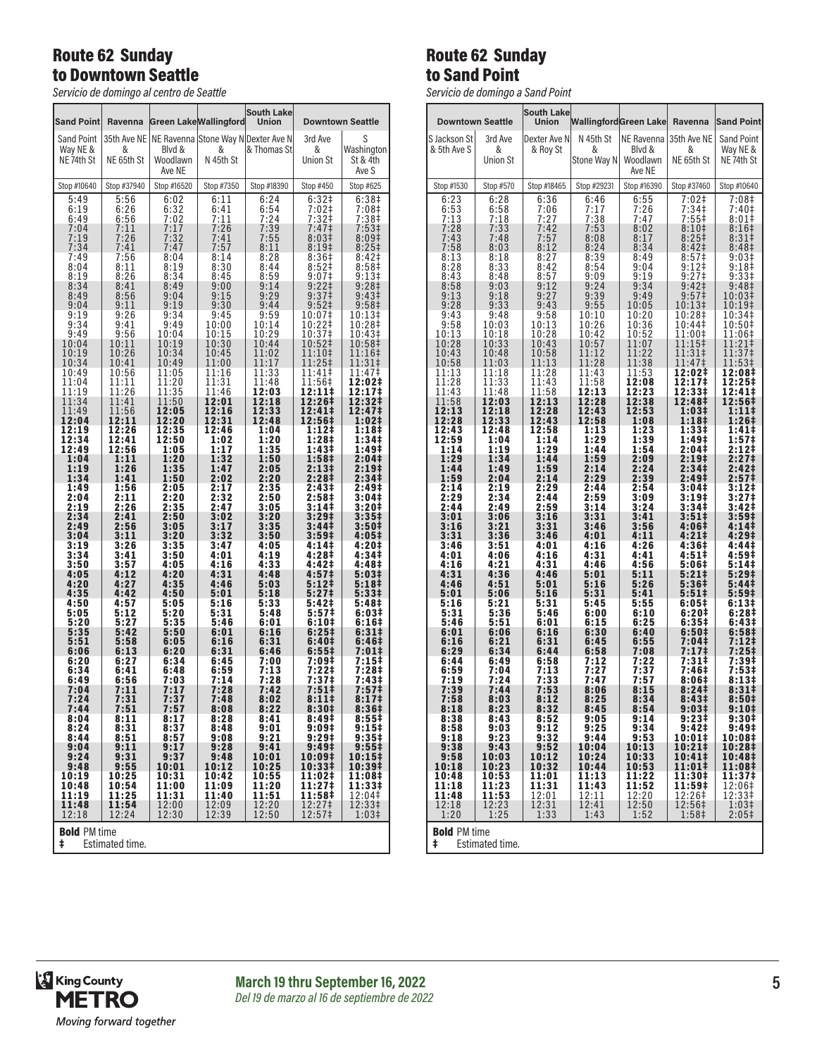## Route 62 Sunday to Downtown Seattle

*Servicio de domingo al centro de Seattle*

| Sand Point | Ravenna | Green Lake | Wallingford | South Lake Union | Downtown Seattle | |
|---|---|---|---|---|---|---|
| Sand Point Way NE & NE 74th St | 35th Ave NE & NE 65th St | NE Ravenna Blvd & Woodlawn Ave NE | Stone Way N & N 45th St | Dexter Ave N & Thomas St | 3rd Ave & Union St | S Washington St & 4th Ave S |
| Stop #10640 | Stop #37940 | Stop #16520 | Stop #7350 | Stop #18390 | Stop #450 | Stop #625 |
| 5:49 | 5:56 | 6:02 | 6:11 | 6:24 | 6:32‡ | 6:38‡ |
| 6:19 | 6:26 | 6:32 | 6:41 | 6:54 | 7:02‡ | 7:08‡ |
| 6:49 | 6:56 | 7:02 | 7:11 | 7:24 | 7:32‡ | 7:38‡ |
| 7:04 | 7:11 | 7:17 | 7:26 | 7:39 | 7:47‡ | 7:53‡ |
| 7:19 | 7:26 | 7:32 | 7:41 | 7:55 | 8:03‡ | 8:09‡ |
| 7:34 | 7:41 | 7:47 | 7:57 | 8:11 | 8:19‡ | 8:25‡ |
| 7:49 | 7:56 | 8:04 | 8:14 | 8:28 | 8:36‡ | 8:42‡ |
| 8:04 | 8:11 | 8:19 | 8:30 | 8:44 | 8:52‡ | 8:58‡ |
| 8:19 | 8:26 | 8:34 | 8:45 | 8:59 | 9:07‡ | 9:13‡ |
| 8:34 | 8:41 | 8:49 | 9:00 | 9:14 | 9:22‡ | 9:28‡ |
| 8:49 | 8:56 | 9:04 | 9:15 | 9:29 | 9:37‡ | 9:43‡ |
| 9:04 | 9:11 | 9:19 | 9:30 | 9:44 | 9:52‡ | 9:58‡ |
| 9:19 | 9:26 | 9:34 | 9:45 | 9:59 | 10:07‡ | 10:13‡ |
| 9:34 | 9:41 | 9:49 | 10:00 | 10:14 | 10:22‡ | 10:28‡ |
| 9:49 | 9:56 | 10:04 | 10:15 | 10:29 | 10:37‡ | 10:43‡ |
| 10:04 | 10:11 | 10:19 | 10:30 | 10:44 | 10:52‡ | 10:58‡ |
| 10:19 | 10:26 | 10:34 | 10:45 | 11:02 | 11:10‡ | 11:16‡ |
| 10:34 | 10:41 | 10:49 | 11:00 | 11:17 | 11:25‡ | 11:31‡ |
| 10:49 | 10:56 | 11:05 | 11:16 | 11:33 | 11:41‡ | 11:47‡ |
| 11:04 | 11:11 | 11:20 | 11:31 | 11:48 | 11:56‡ | **12:02‡** |
| 11:19 | 11:26 | 11:35 | 11:46 | **12:03** | **12:11‡** | **12:17‡** |
| 11:34 | 11:41 | 11:50 | **12:01** | **12:18** | **12:26‡** | **12:32‡** |
| 11:49 | 11:56 | **12:05** | **12:16** | **12:33** | **12:41‡** | **12:47‡** |
| **12:04** | **12:11** | **12:20** | **12:31** | **12:48** | **12:56‡** | **1:02‡** |
| **12:19** | **12:26** | **12:35** | **12:46** | **1:04** | **1:12‡** | **1:18‡** |
| **12:34** | **12:41** | **12:50** | **1:02** | **1:20** | **1:28‡** | **1:34‡** |
| **12:49** | **12:56** | **1:05** | **1:17** | **1:35** | **1:43‡** | **1:49‡** |
| **1:04** | **1:11** | **1:20** | **1:32** | **1:50** | **1:58‡** | **2:04‡** |
| **1:19** | **1:26** | **1:35** | **1:47** | **2:05** | **2:13‡** | **2:19‡** |
| **1:34** | **1:41** | **1:50** | **2:02** | **2:20** | **2:28‡** | **2:34‡** |
| **1:49** | **1:56** | **2:05** | **2:17** | **2:35** | **2:43‡** | **2:49‡** |
| **2:04** | **2:11** | **2:20** | **2:32** | **2:50** | **2:58‡** | **3:04‡** |
| **2:19** | **2:26** | **2:35** | **2:47** | **3:05** | **3:14‡** | **3:20‡** |
| **2:34** | **2:41** | **2:50** | **3:02** | **3:20** | **3:29‡** | **3:35‡** |
| **2:49** | **2:56** | **3:05** | **3:17** | **3:35** | **3:44‡** | **3:50‡** |
| **3:04** | **3:11** | **3:20** | **3:32** | **3:50** | **3:59‡** | **4:05‡** |
| **3:19** | **3:26** | **3:35** | **3:47** | **4:05** | **4:14‡** | **4:20‡** |
| **3:34** | **3:41** | **3:50** | **4:01** | **4:19** | **4:28‡** | **4:34‡** |
| **3:50** | **3:57** | **4:05** | **4:16** | **4:33** | **4:42‡** | **4:48‡** |
| **4:05** | **4:12** | **4:20** | **4:31** | **4:48** | **4:57‡** | **5:03‡** |
| **4:20** | **4:27** | **4:35** | **4:46** | **5:03** | **5:12‡** | **5:18‡** |
| **4:35** | **4:42** | **4:50** | **5:01** | **5:18** | **5:27‡** | **5:33‡** |
| **4:50** | **4:57** | **5:05** | **5:16** | **5:33** | **5:42‡** | **5:48‡** |
| **5:05** | **5:12** | **5:20** | **5:31** | **5:48** | **5:57‡** | **6:03‡** |
| **5:20** | **5:27** | **5:35** | **5:46** | **6:01** | **6:10‡** | **6:16‡** |
| **5:35** | **5:42** | **5:50** | **6:01** | **6:16** | **6:25‡** | **6:31‡** |
| **5:51** | **5:58** | **6:05** | **6:16** | **6:31** | **6:40‡** | **6:46‡** |
| **6:06** | **6:13** | **6:20** | **6:31** | **6:46** | **6:55‡** | **7:01‡** |
| **6:20** | **6:27** | **6:34** | **6:45** | **7:00** | **7:09‡** | **7:15‡** |
| **6:34** | **6:41** | **6:48** | **6:59** | **7:13** | **7:22‡** | **7:28‡** |
| **6:49** | **6:56** | **7:03** | **7:14** | **7:28** | **7:37‡** | **7:43‡** |
| **7:04** | **7:11** | **7:17** | **7:28** | **7:42** | **7:51‡** | **7:57‡** |
| **7:24** | **7:31** | **7:37** | **7:48** | **8:02** | **8:11‡** | **8:17‡** |
| **7:44** | **7:51** | **7:57** | **8:08** | **8:22** | **8:30‡** | **8:36‡** |
| **8:04** | **8:11** | **8:17** | **8:28** | **8:41** | **8:49‡** | **8:55‡** |
| **8:24** | **8:31** | **8:37** | **8:48** | **9:01** | **9:09‡** | **9:15‡** |
| **8:44** | **8:51** | **8:57** | **9:08** | **9:21** | **9:29‡** | **9:35‡** |
| **9:04** | **9:11** | **9:17** | **9:28** | **9:41** | **9:49‡** | **9:55‡** |
| **9:24** | **9:31** | **9:37** | **9:48** | **10:01** | **10:09‡** | **10:15‡** |
| **9:48** | **9:55** | **10:01** | **10:12** | **10:25** | **10:33‡** | **10:39‡** |
| **10:19** | **10:25** | **10:31** | **10:42** | **10:55** | **11:02‡** | **11:08‡** |
| **10:48** | **10:54** | **11:00** | **11:09** | **11:20** | **11:27‡** | **11:33‡** |
| **11:19** | **11:25** | **11:31** | **11:40** | **11:51** | **11:58‡** | 12:04‡ |
| **11:48** | **11:54** | 12:00 | 12:09 | 12:20 | 12:27‡ | 12:33‡ |
| 12:18 | 12:24 | 12:30 | 12:39 | 12:50 | 12:57‡ | 1:03‡ |

**Bold** PM time
‡ Estimated time.

## Route 62 Sunday to Sand Point

*Servicio de domingo a Sand Point*

| Downtown Seattle | | South Lake Union | Wallingford | Green Lake | Ravenna | Sand Point |
|---|---|---|---|---|---|---|
| S Jackson St & 5th Ave S | 3rd Ave & Union St | Dexter Ave N & Roy St | N 45th St & Stone Way N | NE Ravenna Blvd & Woodlawn Ave NE | 35th Ave NE & NE 65th St | Sand Point Way NE & NE 74th St |
| Stop #1530 | Stop #570 | Stop #18465 | Stop #29231 | Stop #16390 | Stop #37460 | Stop #10640 |
| 6:23 | 6:28 | 6:36 | 6:46 | 6:55 | 7:02‡ | 7:08‡ |
| 6:53 | 6:58 | 7:06 | 7:17 | 7:26 | 7:34‡ | 7:40‡ |
| 7:13 | 7:18 | 7:27 | 7:38 | 7:47 | 7:55‡ | 8:01‡ |
| 7:28 | 7:33 | 7:42 | 7:53 | 8:02 | 8:10‡ | 8:16‡ |
| 7:43 | 7:48 | 7:57 | 8:08 | 8:17 | 8:25‡ | 8:31‡ |
| 7:58 | 8:03 | 8:12 | 8:24 | 8:34 | 8:42‡ | 8:48‡ |
| 8:13 | 8:18 | 8:27 | 8:39 | 8:49 | 8:57‡ | 9:03‡ |
| 8:28 | 8:33 | 8:42 | 8:54 | 9:04 | 9:12‡ | 9:18‡ |
| 8:43 | 8:48 | 8:57 | 9:09 | 9:19 | 9:27‡ | 9:33‡ |
| 8:58 | 9:03 | 9:12 | 9:24 | 9:34 | 9:42‡ | 9:48‡ |
| 9:13 | 9:18 | 9:27 | 9:39 | 9:49 | 9:57‡ | 10:03‡ |
| 9:28 | 9:33 | 9:43 | 9:55 | 10:05 | 10:13‡ | 10:19‡ |
| 9:43 | 9:48 | 9:58 | 10:10 | 10:20 | 10:28‡ | 10:34‡ |
| 9:58 | 10:03 | 10:13 | 10:26 | 10:36 | 10:44‡ | 10:50‡ |
| 10:13 | 10:18 | 10:28 | 10:42 | 10:52 | 11:00‡ | 11:06‡ |
| 10:28 | 10:33 | 10:43 | 10:57 | 11:07 | 11:15‡ | 11:21‡ |
| 10:43 | 10:48 | 10:58 | 11:12 | 11:22 | 11:31‡ | 11:37‡ |
| 10:58 | 11:03 | 11:13 | 11:28 | 11:38 | 11:47‡ | 11:53‡ |
| 11:13 | 11:18 | 11:28 | 11:43 | 11:53 | **12:02‡** | **12:08‡** |
| 11:28 | 11:33 | 11:43 | 11:58 | **12:08** | **12:17‡** | **12:25‡** |
| 11:43 | 11:48 | 11:58 | **12:13** | **12:23** | **12:33‡** | **12:41‡** |
| 11:58 | **12:03** | **12:13** | **12:28** | **12:38** | **12:48‡** | **12:56‡** |
| **12:13** | **12:18** | **12:28** | **12:43** | **12:53** | **1:03‡** | **1:11‡** |
| **12:28** | **12:33** | **12:43** | **12:58** | **1:08** | **1:18‡** | **1:26‡** |
| **12:43** | **12:48** | **12:58** | **1:13** | **1:23** | **1:33‡** | **1:41‡** |
| **12:59** | **1:04** | **1:14** | **1:29** | **1:39** | **1:49‡** | **1:57‡** |
| **1:14** | **1:19** | **1:29** | **1:44** | **1:54** | **2:04‡** | **2:12‡** |
| **1:29** | **1:34** | **1:44** | **1:59** | **2:09** | **2:19‡** | **2:27‡** |
| **1:44** | **1:49** | **1:59** | **2:14** | **2:24** | **2:34‡** | **2:42‡** |
| **1:59** | **2:04** | **2:14** | **2:29** | **2:39** | **2:49‡** | **2:57‡** |
| **2:14** | **2:19** | **2:29** | **2:44** | **2:54** | **3:04‡** | **3:12‡** |
| **2:29** | **2:34** | **2:44** | **2:59** | **3:09** | **3:19‡** | **3:27‡** |
| **2:44** | **2:49** | **2:59** | **3:14** | **3:24** | **3:34‡** | **3:42‡** |
| **3:01** | **3:06** | **3:16** | **3:31** | **3:41** | **3:51‡** | **3:59‡** |
| **3:16** | **3:21** | **3:31** | **3:46** | **3:56** | **4:06‡** | **4:14‡** |
| **3:31** | **3:36** | **3:46** | **4:01** | **4:11** | **4:21‡** | **4:29‡** |
| **3:46** | **3:51** | **4:01** | **4:16** | **4:26** | **4:36‡** | **4:44‡** |
| **4:01** | **4:06** | **4:16** | **4:31** | **4:41** | **4:51‡** | **4:59‡** |
| **4:16** | **4:21** | **4:31** | **4:46** | **4:56** | **5:06‡** | **5:14‡** |
| **4:31** | **4:36** | **4:46** | **5:01** | **5:11** | **5:21‡** | **5:29‡** |
| **4:46** | **4:51** | **5:01** | **5:16** | **5:26** | **5:36‡** | **5:44‡** |
| **5:01** | **5:06** | **5:16** | **5:31** | **5:41** | **5:51‡** | **5:59‡** |
| **5:16** | **5:21** | **5:31** | **5:45** | **5:55** | **6:05‡** | **6:13‡** |
| **5:31** | **5:36** | **5:46** | **6:00** | **6:10** | **6:20‡** | **6:28‡** |
| **5:46** | **5:51** | **6:01** | **6:15** | **6:25** | **6:35‡** | **6:43‡** |
| **6:01** | **6:06** | **6:16** | **6:30** | **6:40** | **6:50‡** | **6:58‡** |
| **6:16** | **6:21** | **6:31** | **6:45** | **6:55** | **7:04‡** | **7:12‡** |
| **6:29** | **6:34** | **6:44** | **6:58** | **7:08** | **7:17‡** | **7:25‡** |
| **6:44** | **6:49** | **6:58** | **7:12** | **7:22** | **7:31‡** | **7:39‡** |
| **6:59** | **7:04** | **7:13** | **7:27** | **7:37** | **7:46‡** | **7:53‡** |
| **7:19** | **7:24** | **7:33** | **7:47** | **7:57** | **8:06‡** | **8:13‡** |
| **7:39** | **7:44** | **7:53** | **8:06** | **8:15** | **8:24‡** | **8:31‡** |
| **7:58** | **8:03** | **8:12** | **8:25** | **8:34** | **8:43‡** | **8:50‡** |
| **8:18** | **8:23** | **8:32** | **8:45** | **8:54** | **9:03‡** | **9:10‡** |
| **8:38** | **8:43** | **8:52** | **9:05** | **9:14** | **9:23‡** | **9:30‡** |
| **8:58** | **9:03** | **9:12** | **9:25** | **9:34** | **9:42‡** | **9:49‡** |
| **9:18** | **9:23** | **9:32** | **9:44** | **9:53** | **10:01‡** | **10:08‡** |
| **9:38** | **9:43** | **9:52** | **10:04** | **10:13** | **10:21‡** | **10:28‡** |
| **9:58** | **10:03** | **10:12** | **10:24** | **10:33** | **10:41‡** | **10:48‡** |
| **10:18** | **10:23** | **10:32** | **10:44** | **10:53** | **11:01‡** | **11:08‡** |
| **10:48** | **10:53** | **11:01** | **11:13** | **11:22** | **11:30‡** | **11:37‡** |
| **11:18** | **11:23** | **11:31** | **11:43** | **11:52** | **11:59‡** | 12:06‡ |
| **11:48** | **11:53** | 12:01 | 12:11 | 12:20 | 12:26‡ | 12:33‡ |
| 12:18 | 12:23 | 12:31 | 12:41 | 12:50 | 12:56‡ | 1:03‡ |
| 1:20 | 1:25 | 1:33 | 1:43 | 1:52 | 1:58‡ | 2:05‡ |

**Bold** PM time
‡ Estimated time.

King County METRO
*Moving forward together*

**March 19 thru September 16, 2022**
*Del 19 de marzo al 16 de septiembre de 2022*